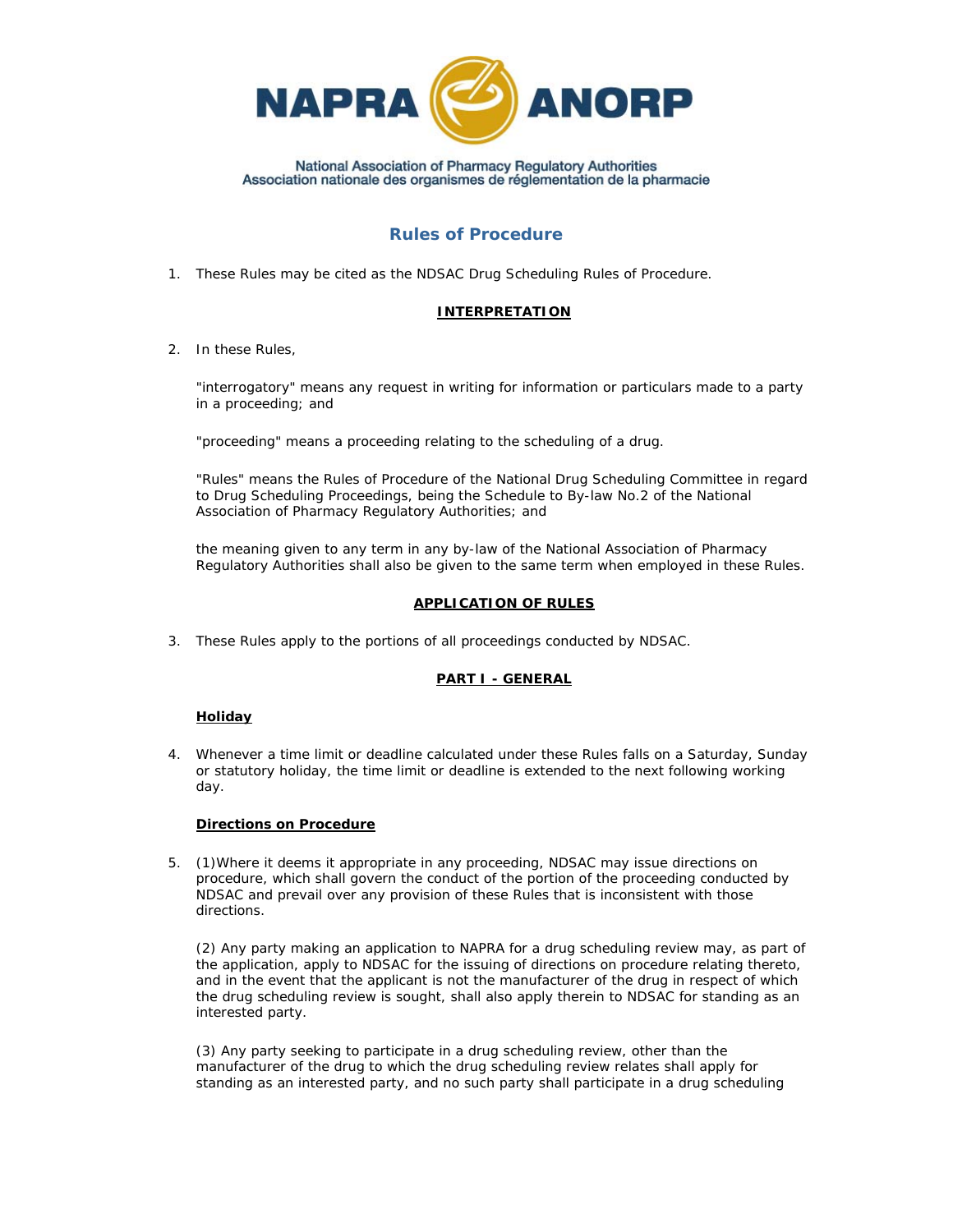NAPRA ANORP

National Association of Pharmacy Regulatory Authorities
Association nationale des organismes de réglementation de la pharmacie

# Rules of Procedure

1. These Rules may be cited as the NDSAC Drug Scheduling Rules of Procedure.

## INTERPRETATION

2. In these Rules,

   "interrogatory" means any request in writing for information or particulars made to a party in a proceeding; and

   "proceeding" means a proceeding relating to the scheduling of a drug.

   "Rules" means the Rules of Procedure of the National Drug Scheduling Committee in regard to Drug Scheduling Proceedings, being the Schedule to By-law No.2 of the National Association of Pharmacy Regulatory Authorities; and

   the meaning given to any term in any by-law of the National Association of Pharmacy Regulatory Authorities shall also be given to the same term when employed in these Rules.

## APPLICATION OF RULES

3. These Rules apply to the portions of all proceedings conducted by NDSAC.

## PART I - GENERAL

### Holiday

4. Whenever a time limit or deadline calculated under these Rules falls on a Saturday, Sunday or statutory holiday, the time limit or deadline is extended to the next following working day.

### Directions on Procedure

5. (1)Where it deems it appropriate in any proceeding, NDSAC may issue directions on procedure, which shall govern the conduct of the portion of the proceeding conducted by NDSAC and prevail over any provision of these Rules that is inconsistent with those directions.

   (2) Any party making an application to NAPRA for a drug scheduling review may, as part of the application, apply to NDSAC for the issuing of directions on procedure relating thereto, and in the event that the applicant is not the manufacturer of the drug in respect of which the drug scheduling review is sought, shall also apply therein to NDSAC for standing as an interested party.

   (3) Any party seeking to participate in a drug scheduling review, other than the manufacturer of the drug to which the drug scheduling review relates shall apply for standing as an interested party, and no such party shall participate in a drug scheduling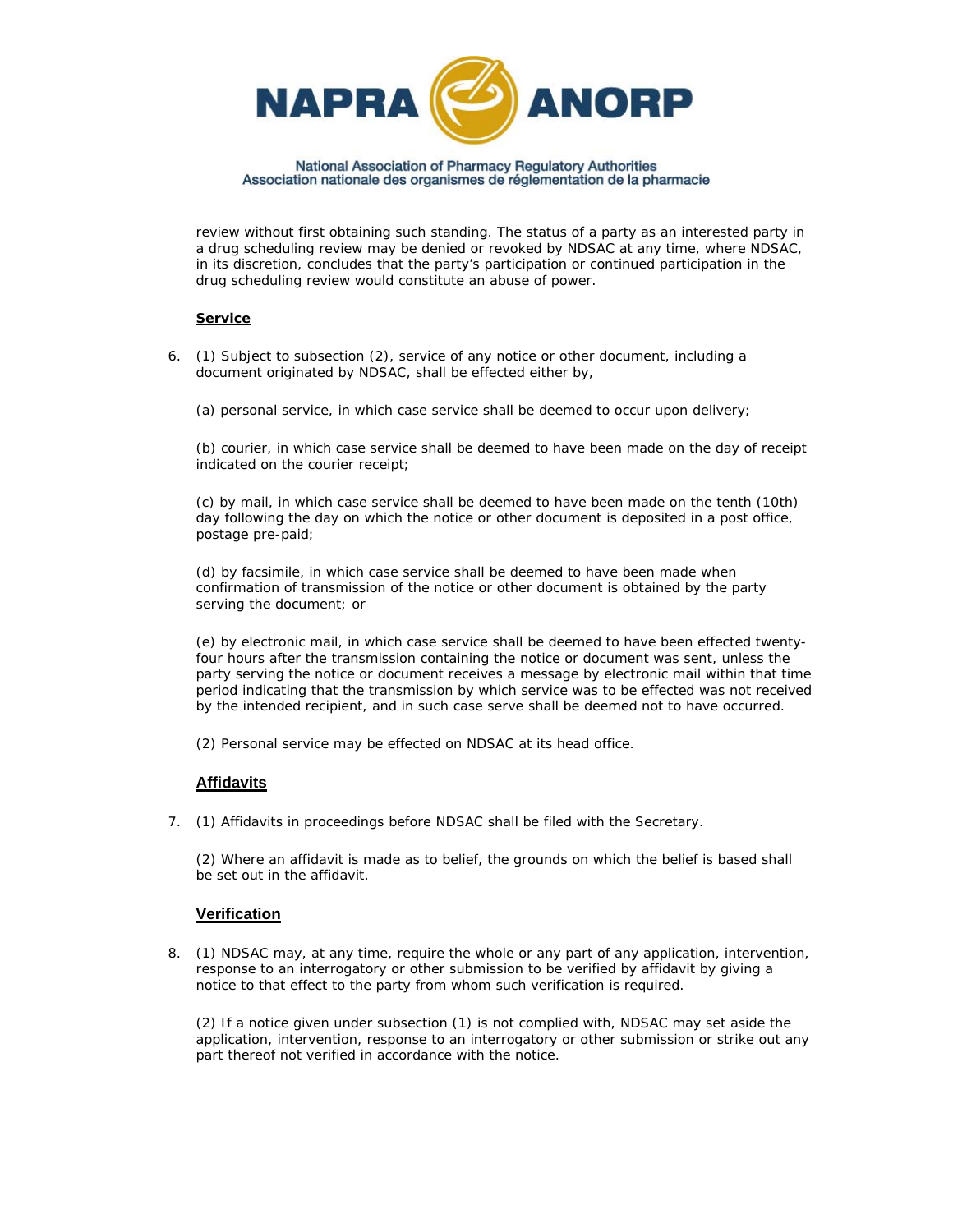review without first obtaining such standing. The status of a party as an interested party in a drug scheduling review may be denied or revoked by NDSAC at any time, where NDSAC, in its discretion, concludes that the party's participation or continued participation in the drug scheduling review would constitute an abuse of power.

### Service

6. (1) Subject to subsection (2), service of any notice or other document, including a document originated by NDSAC, shall be effected either by,

   (a) personal service, in which case service shall be deemed to occur upon delivery;

   (b) courier, in which case service shall be deemed to have been made on the day of receipt indicated on the courier receipt;

   (c) by mail, in which case service shall be deemed to have been made on the tenth (10th) day following the day on which the notice or other document is deposited in a post office, postage pre-paid;

   (d) by facsimile, in which case service shall be deemed to have been made when confirmation of transmission of the notice or other document is obtained by the party serving the document; or

   (e) by electronic mail, in which case service shall be deemed to have been effected twenty-four hours after the transmission containing the notice or document was sent, unless the party serving the notice or document receives a message by electronic mail within that time period indicating that the transmission by which service was to be effected was not received by the intended recipient, and in such case serve shall be deemed not to have occurred.

   (2) Personal service may be effected on NDSAC at its head office.

### Affidavits

7. (1) Affidavits in proceedings before NDSAC shall be filed with the Secretary.

   (2) Where an affidavit is made as to belief, the grounds on which the belief is based shall be set out in the affidavit.

### Verification

8. (1) NDSAC may, at any time, require the whole or any part of any application, intervention, response to an interrogatory or other submission to be verified by affidavit by giving a notice to that effect to the party from whom such verification is required.

   (2) If a notice given under subsection (1) is not complied with, NDSAC may set aside the application, intervention, response to an interrogatory or other submission or strike out any part thereof not verified in accordance with the notice.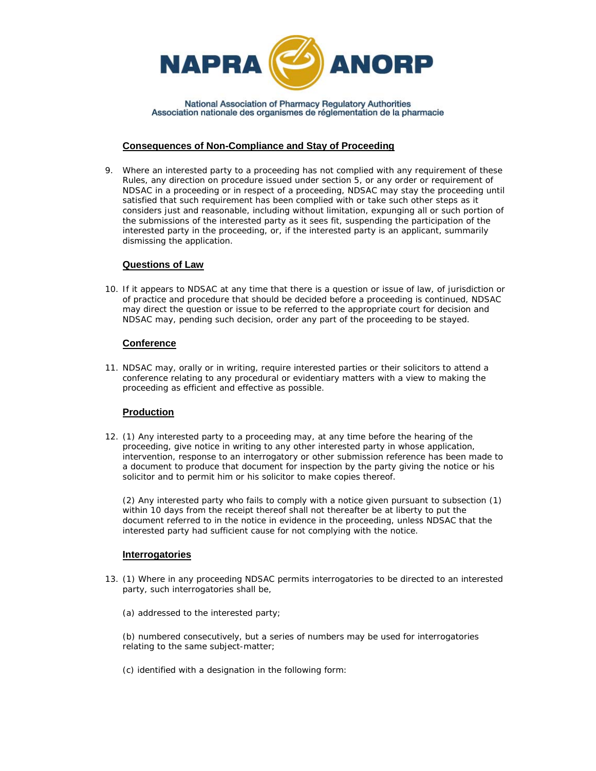### Consequences of Non-Compliance and Stay of Proceeding

9. Where an interested party to a proceeding has not complied with any requirement of these Rules, any direction on procedure issued under section 5, or any order or requirement of NDSAC in a proceeding or in respect of a proceeding, NDSAC may stay the proceeding until satisfied that such requirement has been complied with or take such other steps as it considers just and reasonable, including without limitation, expunging all or such portion of the submissions of the interested party as it sees fit, suspending the participation of the interested party in the proceeding, or, if the interested party is an applicant, summarily dismissing the application.

### Questions of Law

10. If it appears to NDSAC at any time that there is a question or issue of law, of jurisdiction or of practice and procedure that should be decided before a proceeding is continued, NDSAC may direct the question or issue to be referred to the appropriate court for decision and NDSAC may, pending such decision, order any part of the proceeding to be stayed.

### Conference

11. NDSAC may, orally or in writing, require interested parties or their solicitors to attend a conference relating to any procedural or evidentiary matters with a view to making the proceeding as efficient and effective as possible.

### Production

12. (1) Any interested party to a proceeding may, at any time before the hearing of the proceeding, give notice in writing to any other interested party in whose application, intervention, response to an interrogatory or other submission reference has been made to a document to produce that document for inspection by the party giving the notice or his solicitor and to permit him or his solicitor to make copies thereof.

    (2) Any interested party who fails to comply with a notice given pursuant to subsection (1) within 10 days from the receipt thereof shall not thereafter be at liberty to put the document referred to in the notice in evidence in the proceeding, unless NDSAC that the interested party had sufficient cause for not complying with the notice.

### Interrogatories

13. (1) Where in any proceeding NDSAC permits interrogatories to be directed to an interested party, such interrogatories shall be,

    (a) addressed to the interested party;

    (b) numbered consecutively, but a series of numbers may be used for interrogatories relating to the same subject-matter;

    (c) identified with a designation in the following form: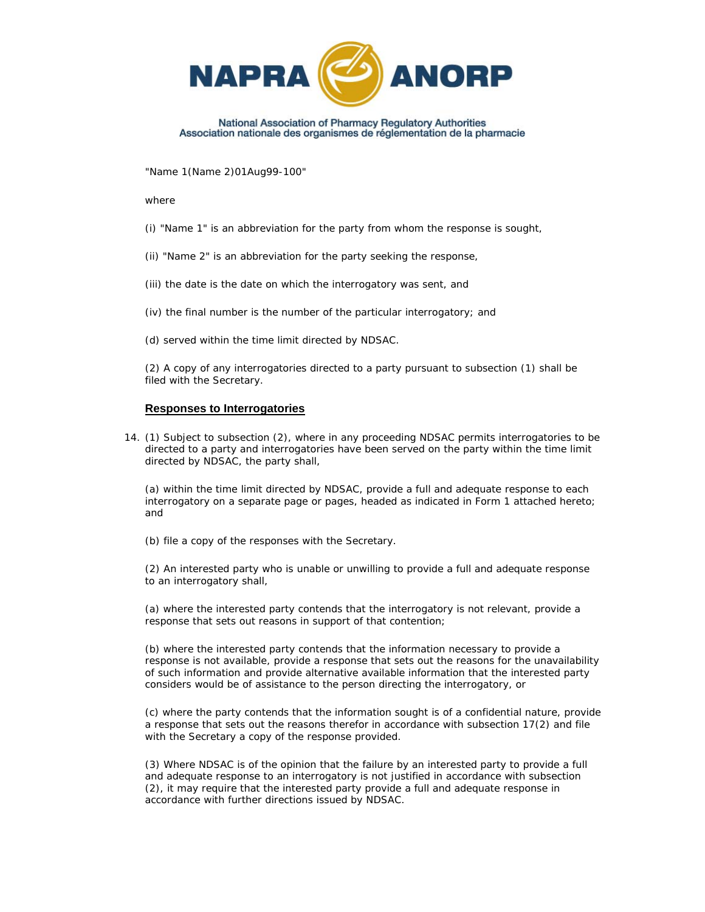"Name 1(Name 2)01Aug99-100"

where

(i) "Name 1" is an abbreviation for the party from whom the response is sought,

(ii) "Name 2" is an abbreviation for the party seeking the response,

(iii) the date is the date on which the interrogatory was sent, and

(iv) the final number is the number of the particular interrogatory; and

(d) served within the time limit directed by NDSAC.

(2) A copy of any interrogatories directed to a party pursuant to subsection (1) shall be filed with the Secretary.

### Responses to Interrogatories

14. (1) Subject to subsection (2), where in any proceeding NDSAC permits interrogatories to be directed to a party and interrogatories have been served on the party within the time limit directed by NDSAC, the party shall,

(a) within the time limit directed by NDSAC, provide a full and adequate response to each interrogatory on a separate page or pages, headed as indicated in Form 1 attached hereto; and

(b) file a copy of the responses with the Secretary.

(2) An interested party who is unable or unwilling to provide a full and adequate response to an interrogatory shall,

(a) where the interested party contends that the interrogatory is not relevant, provide a response that sets out reasons in support of that contention;

(b) where the interested party contends that the information necessary to provide a response is not available, provide a response that sets out the reasons for the unavailability of such information and provide alternative available information that the interested party considers would be of assistance to the person directing the interrogatory, or

(c) where the party contends that the information sought is of a confidential nature, provide a response that sets out the reasons therefor in accordance with subsection 17(2) and file with the Secretary a copy of the response provided.

(3) Where NDSAC is of the opinion that the failure by an interested party to provide a full and adequate response to an interrogatory is not justified in accordance with subsection (2), it may require that the interested party provide a full and adequate response in accordance with further directions issued by NDSAC.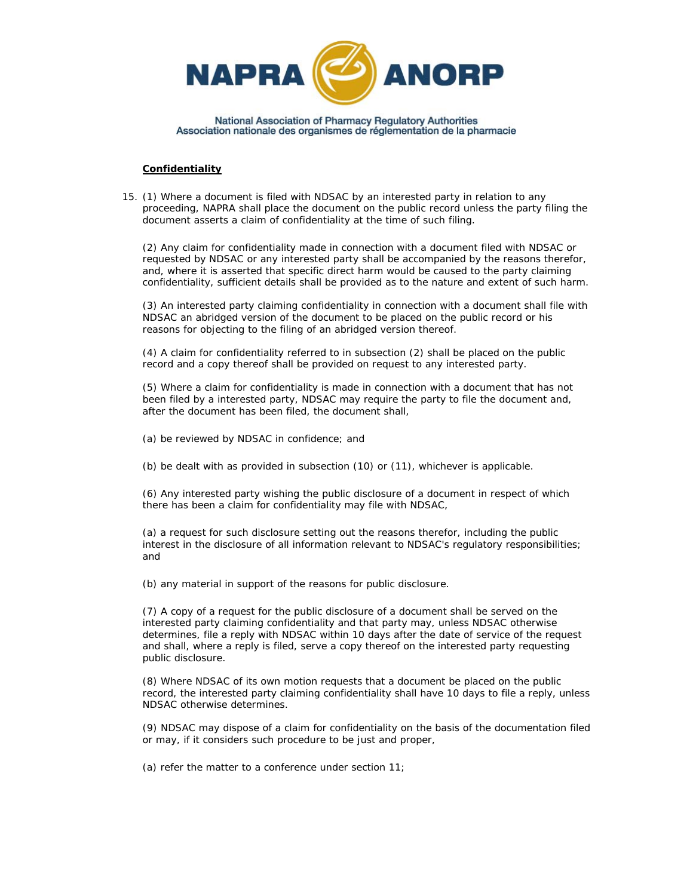**Confidentiality**

15. (1) Where a document is filed with NDSAC by an interested party in relation to any proceeding, NAPRA shall place the document on the public record unless the party filing the document asserts a claim of confidentiality at the time of such filing.

(2) Any claim for confidentiality made in connection with a document filed with NDSAC or requested by NDSAC or any interested party shall be accompanied by the reasons therefor, and, where it is asserted that specific direct harm would be caused to the party claiming confidentiality, sufficient details shall be provided as to the nature and extent of such harm.

(3) An interested party claiming confidentiality in connection with a document shall file with NDSAC an abridged version of the document to be placed on the public record or his reasons for objecting to the filing of an abridged version thereof.

(4) A claim for confidentiality referred to in subsection (2) shall be placed on the public record and a copy thereof shall be provided on request to any interested party.

(5) Where a claim for confidentiality is made in connection with a document that has not been filed by a interested party, NDSAC may require the party to file the document and, after the document has been filed, the document shall,

(a) be reviewed by NDSAC in confidence; and

(b) be dealt with as provided in subsection (10) or (11), whichever is applicable.

(6) Any interested party wishing the public disclosure of a document in respect of which there has been a claim for confidentiality may file with NDSAC,

(a) a request for such disclosure setting out the reasons therefor, including the public interest in the disclosure of all information relevant to NDSAC's regulatory responsibilities; and

(b) any material in support of the reasons for public disclosure.

(7) A copy of a request for the public disclosure of a document shall be served on the interested party claiming confidentiality and that party may, unless NDSAC otherwise determines, file a reply with NDSAC within 10 days after the date of service of the request and shall, where a reply is filed, serve a copy thereof on the interested party requesting public disclosure.

(8) Where NDSAC of its own motion requests that a document be placed on the public record, the interested party claiming confidentiality shall have 10 days to file a reply, unless NDSAC otherwise determines.

(9) NDSAC may dispose of a claim for confidentiality on the basis of the documentation filed or may, if it considers such procedure to be just and proper,

(a) refer the matter to a conference under section 11;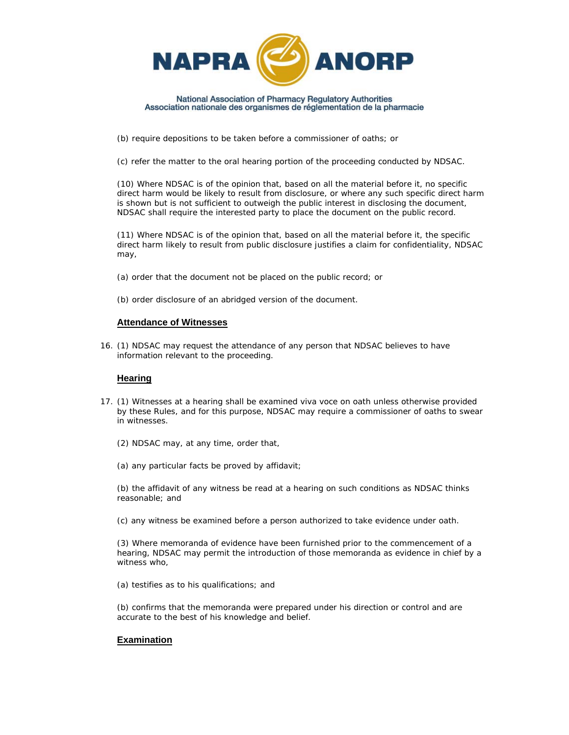(b) require depositions to be taken before a commissioner of oaths; or

(c) refer the matter to the oral hearing portion of the proceeding conducted by NDSAC.

(10) Where NDSAC is of the opinion that, based on all the material before it, no specific direct harm would be likely to result from disclosure, or where any such specific direct harm is shown but is not sufficient to outweigh the public interest in disclosing the document, NDSAC shall require the interested party to place the document on the public record.

(11) Where NDSAC is of the opinion that, based on all the material before it, the specific direct harm likely to result from public disclosure justifies a claim for confidentiality, NDSAC may,

(a) order that the document not be placed on the public record; or

(b) order disclosure of an abridged version of the document.

### Attendance of Witnesses

16. (1) NDSAC may request the attendance of any person that NDSAC believes to have information relevant to the proceeding.

### Hearing

17. (1) Witnesses at a hearing shall be examined viva voce on oath unless otherwise provided by these Rules, and for this purpose, NDSAC may require a commissioner of oaths to swear in witnesses.

(2) NDSAC may, at any time, order that,

(a) any particular facts be proved by affidavit;

(b) the affidavit of any witness be read at a hearing on such conditions as NDSAC thinks reasonable; and

(c) any witness be examined before a person authorized to take evidence under oath.

(3) Where memoranda of evidence have been furnished prior to the commencement of a hearing, NDSAC may permit the introduction of those memoranda as evidence in chief by a witness who,

(a) testifies as to his qualifications; and

(b) confirms that the memoranda were prepared under his direction or control and are accurate to the best of his knowledge and belief.

### Examination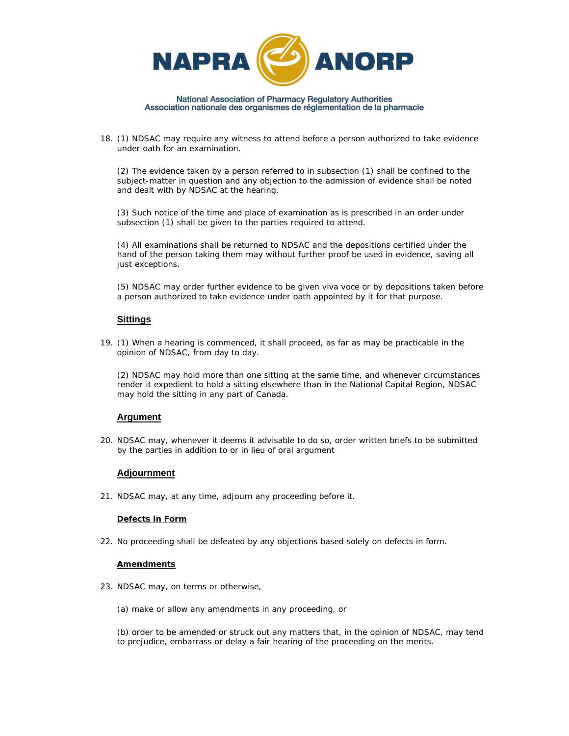18. (1) NDSAC may require any witness to attend before a person authorized to take evidence under oath for an examination.

    (2) The evidence taken by a person referred to in subsection (1) shall be confined to the subject-matter in question and any objection to the admission of evidence shall be noted and dealt with by NDSAC at the hearing.

    (3) Such notice of the time and place of examination as is prescribed in an order under subsection (1) shall be given to the parties required to attend.

    (4) All examinations shall be returned to NDSAC and the depositions certified under the hand of the person taking them may without further proof be used in evidence, saving all just exceptions.

    (5) NDSAC may order further evidence to be given viva voce or by depositions taken before a person authorized to take evidence under oath appointed by it for that purpose.

**Sittings**

19. (1) When a hearing is commenced, it shall proceed, as far as may be practicable in the opinion of NDSAC, from day to day.

    (2) NDSAC may hold more than one sitting at the same time, and whenever circumstances render it expedient to hold a sitting elsewhere than in the National Capital Region, NDSAC may hold the sitting in any part of Canada.

**Argument**

20. NDSAC may, whenever it deems it advisable to do so, order written briefs to be submitted by the parties in addition to or in lieu of oral argument

**Adjournment**

21. NDSAC may, at any time, adjourn any proceeding before it.

**Defects in Form**

22. No proceeding shall be defeated by any objections based solely on defects in form.

**Amendments**

23. NDSAC may, on terms or otherwise,

    (a) make or allow any amendments in any proceeding, or

    (b) order to be amended or struck out any matters that, in the opinion of NDSAC, may tend to prejudice, embarrass or delay a fair hearing of the proceeding on the merits.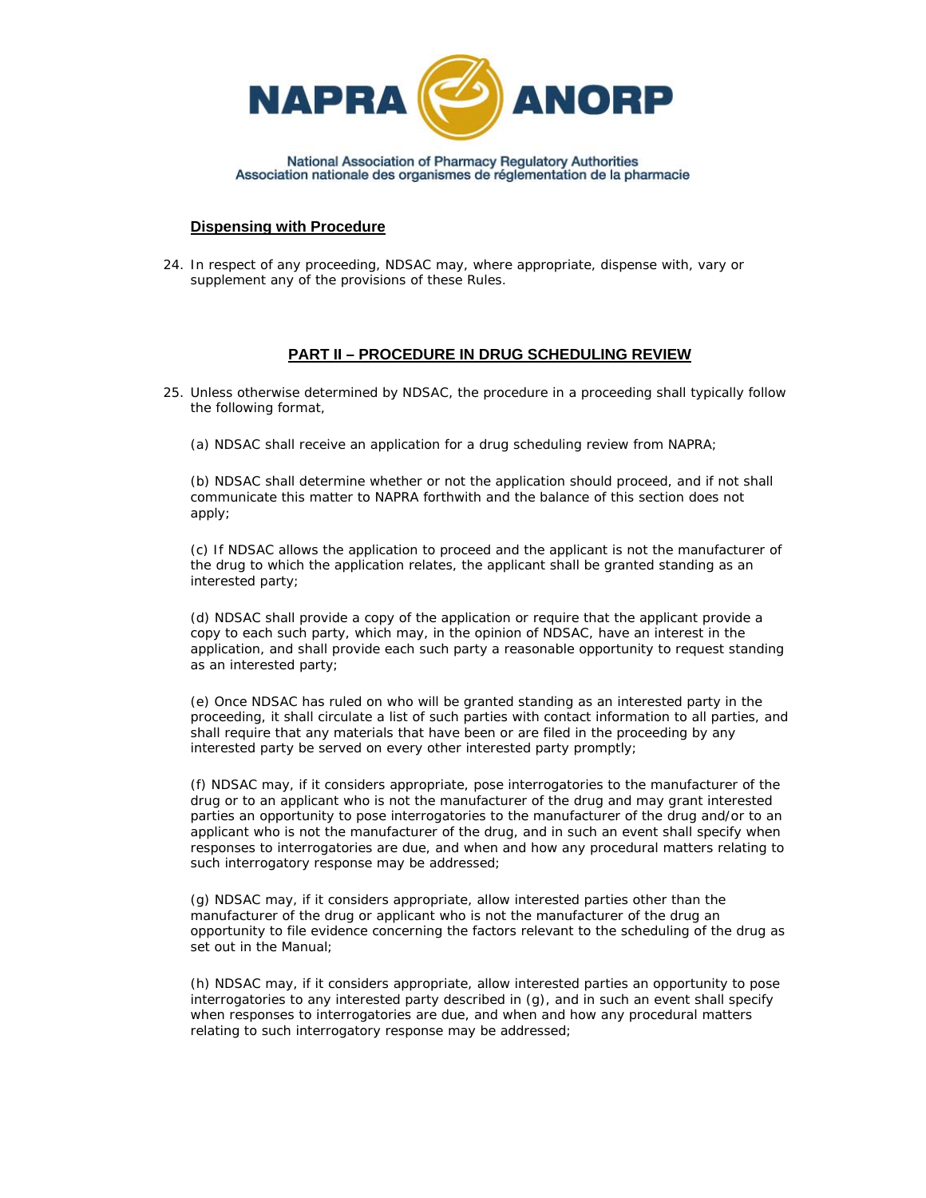### Dispensing with Procedure

24. In respect of any proceeding, NDSAC may, where appropriate, dispense with, vary or supplement any of the provisions of these Rules.

## PART II – PROCEDURE IN DRUG SCHEDULING REVIEW

25. Unless otherwise determined by NDSAC, the procedure in a proceeding shall typically follow the following format,

    (a) NDSAC shall receive an application for a drug scheduling review from NAPRA;

    (b) NDSAC shall determine whether or not the application should proceed, and if not shall communicate this matter to NAPRA forthwith and the balance of this section does not apply;

    (c) If NDSAC allows the application to proceed and the applicant is not the manufacturer of the drug to which the application relates, the applicant shall be granted standing as an interested party;

    (d) NDSAC shall provide a copy of the application or require that the applicant provide a copy to each such party, which may, in the opinion of NDSAC, have an interest in the application, and shall provide each such party a reasonable opportunity to request standing as an interested party;

    (e) Once NDSAC has ruled on who will be granted standing as an interested party in the proceeding, it shall circulate a list of such parties with contact information to all parties, and shall require that any materials that have been or are filed in the proceeding by any interested party be served on every other interested party promptly;

    (f) NDSAC may, if it considers appropriate, pose interrogatories to the manufacturer of the drug or to an applicant who is not the manufacturer of the drug and may grant interested parties an opportunity to pose interrogatories to the manufacturer of the drug and/or to an applicant who is not the manufacturer of the drug, and in such an event shall specify when responses to interrogatories are due, and when and how any procedural matters relating to such interrogatory response may be addressed;

    (g) NDSAC may, if it considers appropriate, allow interested parties other than the manufacturer of the drug or applicant who is not the manufacturer of the drug an opportunity to file evidence concerning the factors relevant to the scheduling of the drug as set out in the Manual;

    (h) NDSAC may, if it considers appropriate, allow interested parties an opportunity to pose interrogatories to any interested party described in (g), and in such an event shall specify when responses to interrogatories are due, and when and how any procedural matters relating to such interrogatory response may be addressed;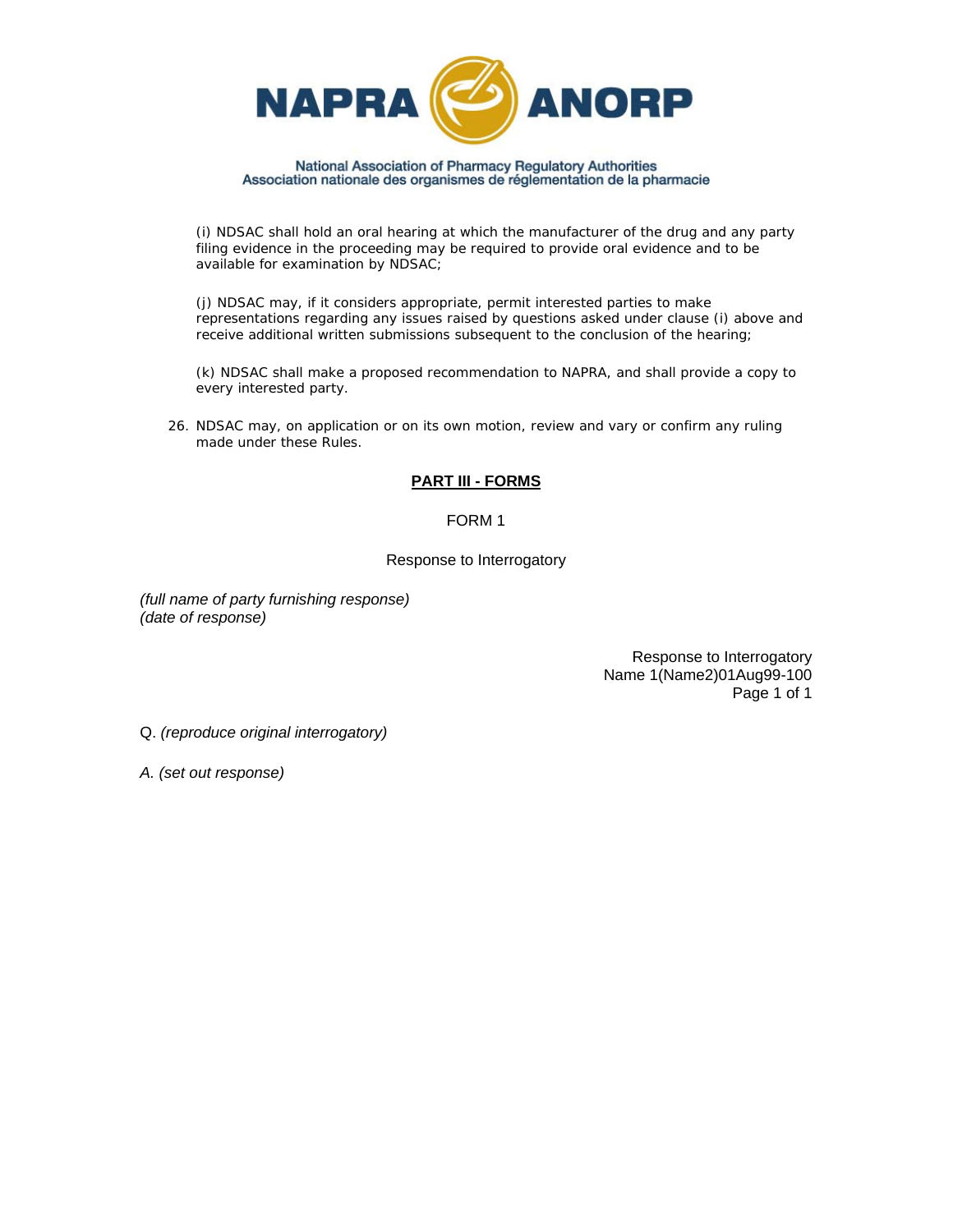(i) NDSAC shall hold an oral hearing at which the manufacturer of the drug and any party filing evidence in the proceeding may be required to provide oral evidence and to be available for examination by NDSAC;

(j) NDSAC may, if it considers appropriate, permit interested parties to make representations regarding any issues raised by questions asked under clause (i) above and receive additional written submissions subsequent to the conclusion of the hearing;

(k) NDSAC shall make a proposed recommendation to NAPRA, and shall provide a copy to every interested party.

26. NDSAC may, on application or on its own motion, review and vary or confirm any ruling made under these Rules.

## PART III - FORMS

FORM 1

Response to Interrogatory

*(full name of party furnishing response)*
*(date of response)*

Response to Interrogatory
Name 1(Name2)01Aug99-100
Page 1 of 1

Q. *(reproduce original interrogatory)*

*A. (set out response)*